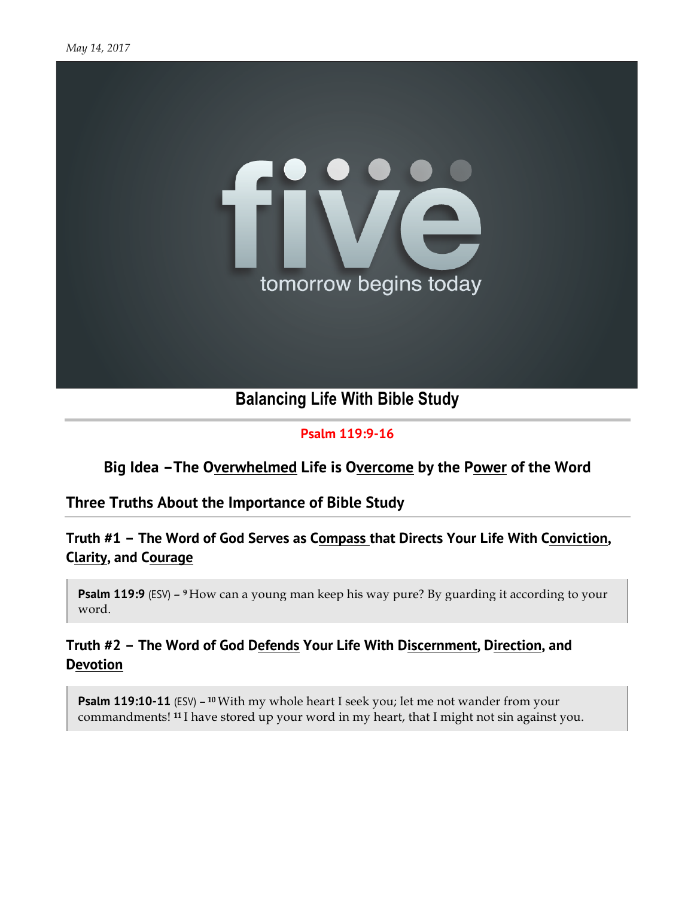*May 14, 2017*

five

tomorrow begins today

# Balancing Life With Bible Study

**Psalm 119:9-16**

## Big Idea – The Overwhelmed Life is Overcome by the Power of the Word

## Three Truths About the Importance of Bible Study

### Truth #1 – The Word of God Serves as Compass that Directs Your Life With Conviction, Clarity, and Courage

> **Psalm 119:9** (ESV) – [9] How can a young man keep his way pure? By guarding it according to your word.

### Truth #2 – The Word of God Defends Your Life With Discernment, Direction, and Devotion

> **Psalm 119:10-11** (ESV) – [10] With my whole heart I seek you; let me not wander from your commandments! [11] I have stored up your word in my heart, that I might not sin against you.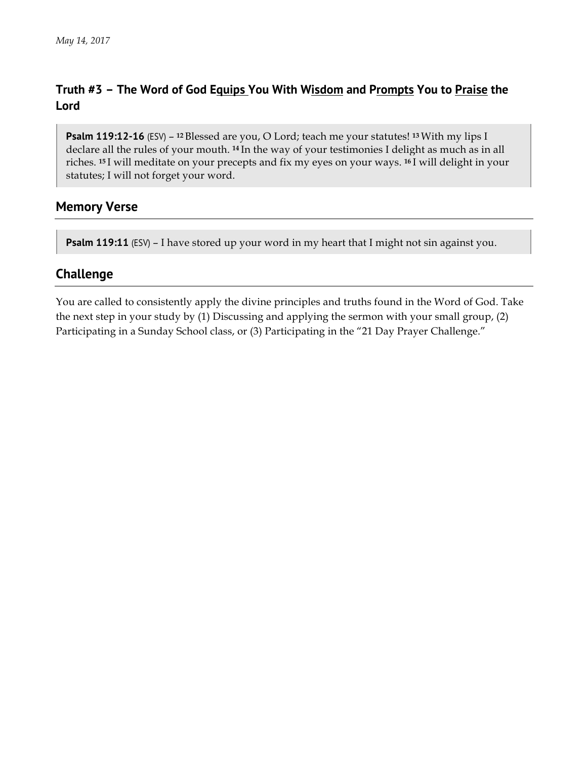*May 14, 2017*

### Truth #3 – The Word of God Equips You With Wisdom and Prompts You to Praise the Lord

> **Psalm 119:12-16** (ESV) – [12] Blessed are you, O Lord; teach me your statutes! [13] With my lips I declare all the rules of your mouth. [14] In the way of your testimonies I delight as much as in all riches. [15] I will meditate on your precepts and fix my eyes on your ways. [16] I will delight in your statutes; I will not forget your word.

## Memory Verse

> **Psalm 119:11** (ESV) – I have stored up your word in my heart that I might not sin against you.

## Challenge

You are called to consistently apply the divine principles and truths found in the Word of God. Take the next step in your study by (1) Discussing and applying the sermon with your small group, (2) Participating in a Sunday School class, or (3) Participating in the "21 Day Prayer Challenge."